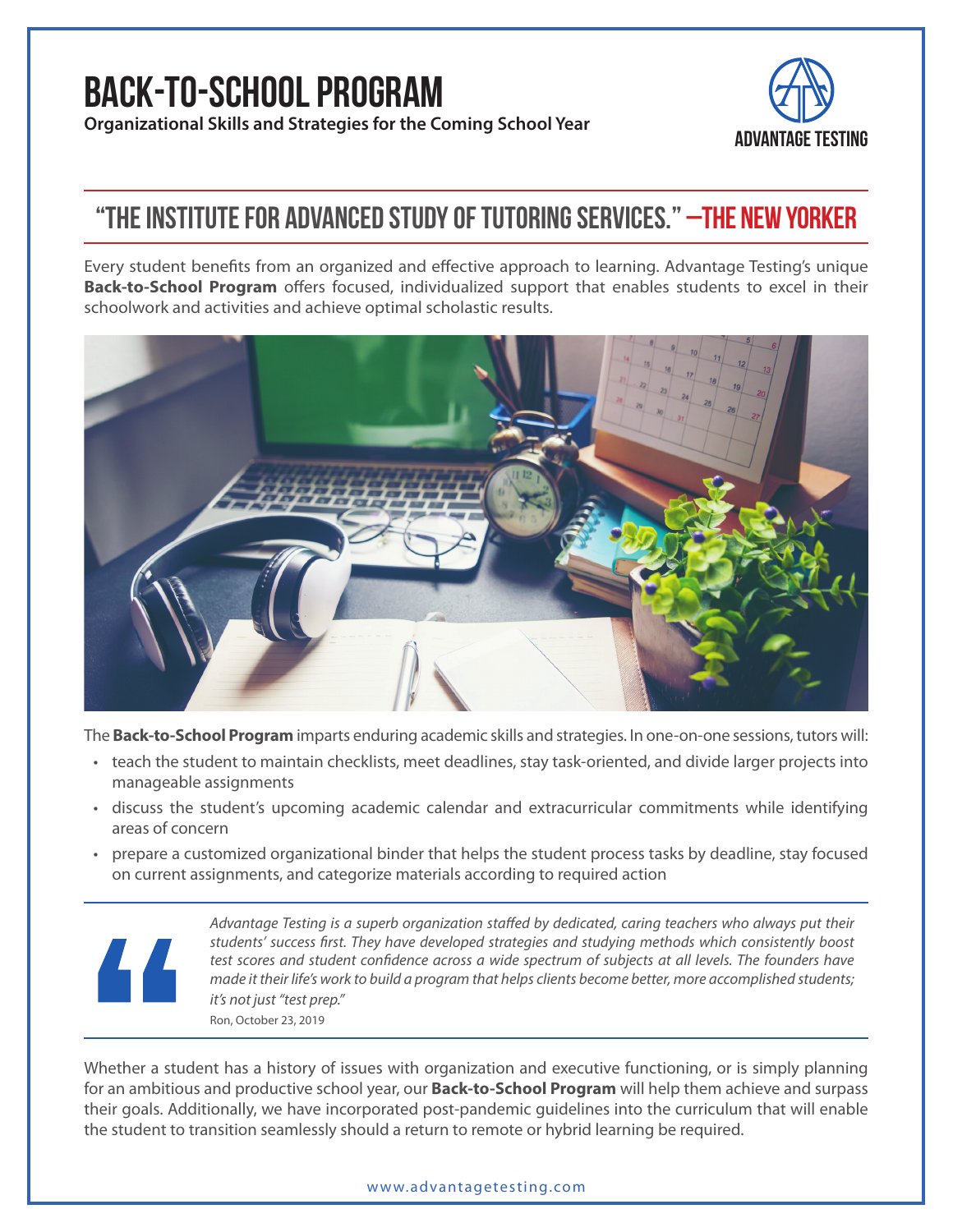# BACK-TO-SCHOOL PROGRAM

**Organizational Skills and Strategies for the Coming School Year**

ADVANTAGE TESTING

## "THE INSTITUTE FOR ADVANCED STUDY OF TUTORING SERVICES." —THE NEW YORKER

Every student benefits from an organized and effective approach to learning. Advantage Testing's unique **Back-to-School Program** offers focused, individualized support that enables students to excel in their schoolwork and activities and achieve optimal scholastic results.

The **Back-to-School Program** imparts enduring academic skills and strategies. In one-on-one sessions, tutors will:

- teach the student to maintain checklists, meet deadlines, stay task-oriented, and divide larger projects into manageable assignments
- discuss the student's upcoming academic calendar and extracurricular commitments while identifying areas of concern
- prepare a customized organizational binder that helps the student process tasks by deadline, stay focused on current assignments, and categorize materials according to required action

> *Advantage Testing is a superb organization staffed by dedicated, caring teachers who always put their students' success first. They have developed strategies and studying methods which consistently boost test scores and student confidence across a wide spectrum of subjects at all levels. The founders have made it their life's work to build a program that helps clients become better, more accomplished students; it's not just "test prep."*
>
> Ron, October 23, 2019

Whether a student has a history of issues with organization and executive functioning, or is simply planning for an ambitious and productive school year, our **Back-to-School Program** will help them achieve and surpass their goals. Additionally, we have incorporated post-pandemic guidelines into the curriculum that will enable the student to transition seamlessly should a return to remote or hybrid learning be required.

www.advantagetesting.com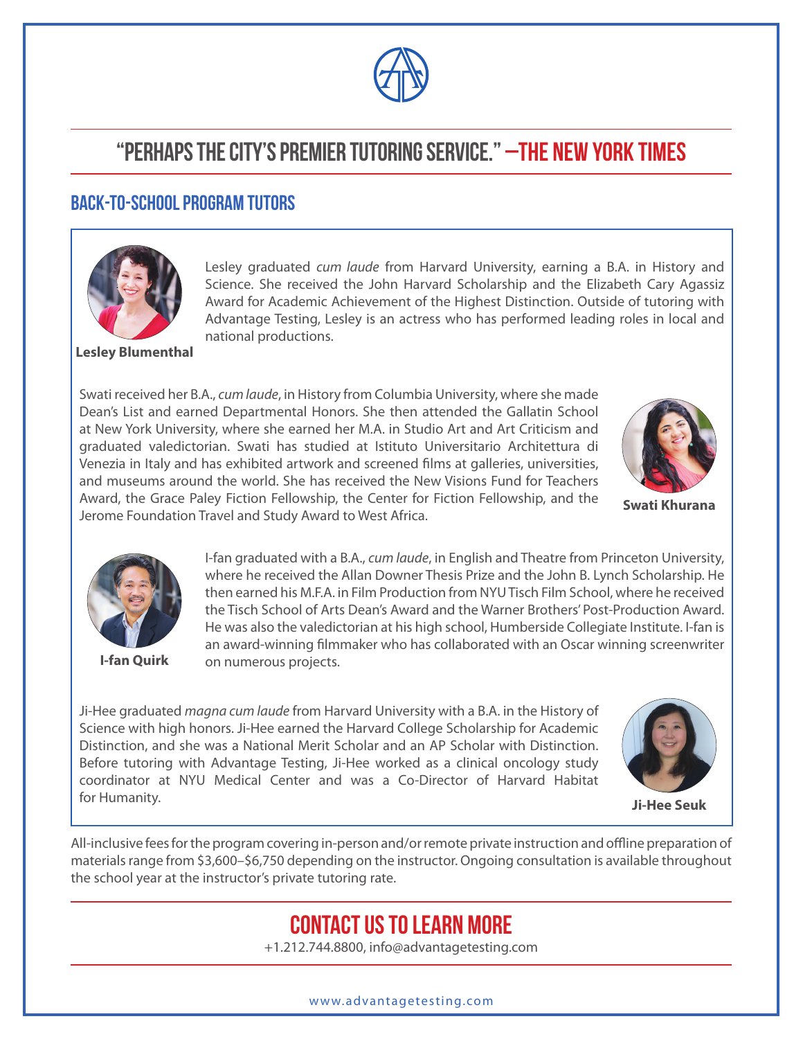## "PERHAPS THE CITY'S PREMIER TUTORING SERVICE." —THE NEW YORK TIMES

### BACK-TO-SCHOOL PROGRAM TUTORS

**Lesley Blumenthal**

Lesley graduated *cum laude* from Harvard University, earning a B.A. in History and Science. She received the John Harvard Scholarship and the Elizabeth Cary Agassiz Award for Academic Achievement of the Highest Distinction. Outside of tutoring with Advantage Testing, Lesley is an actress who has performed leading roles in local and national productions.

**Swati Khurana**

Swati received her B.A., *cum laude*, in History from Columbia University, where she made Dean's List and earned Departmental Honors. She then attended the Gallatin School at New York University, where she earned her M.A. in Studio Art and Art Criticism and graduated valedictorian. Swati has studied at Istituto Universitario Architettura di Venezia in Italy and has exhibited artwork and screened films at galleries, universities, and museums around the world. She has received the New Visions Fund for Teachers Award, the Grace Paley Fiction Fellowship, the Center for Fiction Fellowship, and the Jerome Foundation Travel and Study Award to West Africa.

**I-fan Quirk**

I-fan graduated with a B.A., *cum laude*, in English and Theatre from Princeton University, where he received the Allan Downer Thesis Prize and the John B. Lynch Scholarship. He then earned his M.F.A. in Film Production from NYU Tisch Film School, where he received the Tisch School of Arts Dean's Award and the Warner Brothers' Post-Production Award. He was also the valedictorian at his high school, Humberside Collegiate Institute. I-fan is an award-winning filmmaker who has collaborated with an Oscar winning screenwriter on numerous projects.

**Ji-Hee Seuk**

Ji-Hee graduated *magna cum laude* from Harvard University with a B.A. in the History of Science with high honors. Ji-Hee earned the Harvard College Scholarship for Academic Distinction, and she was a National Merit Scholar and an AP Scholar with Distinction. Before tutoring with Advantage Testing, Ji-Hee worked as a clinical oncology study coordinator at NYU Medical Center and was a Co-Director of Harvard Habitat for Humanity.

All-inclusive fees for the program covering in-person and/or remote private instruction and offline preparation of materials range from $3,600–$6,750 depending on the instructor. Ongoing consultation is available throughout the school year at the instructor's private tutoring rate.

## CONTACT US TO LEARN MORE

+1.212.744.8800, info@advantagetesting.com

www.advantagetesting.com